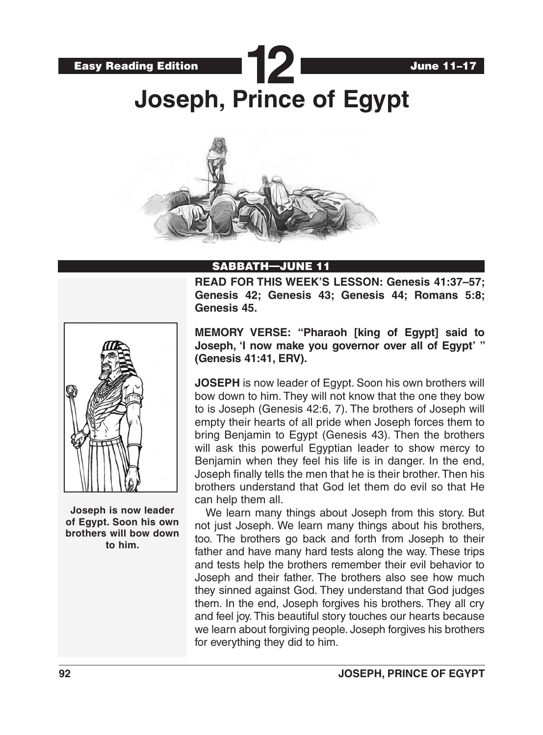Easy Reading Edition **12** June 11–17

# Joseph, Prince of Egypt

## SABBATH—JUNE 11

**READ FOR THIS WEEK'S LESSON: Genesis 41:37–57; Genesis 42; Genesis 43; Genesis 44; Romans 5:8; Genesis 45.**

**MEMORY VERSE: "Pharaoh [king of Egypt] said to Joseph, 'I now make you governor over all of Egypt' " (Genesis 41:41, ERV).**

**JOSEPH** is now leader of Egypt. Soon his own brothers will bow down to him. They will not know that the one they bow to is Joseph (Genesis 42:6, 7). The brothers of Joseph will empty their hearts of all pride when Joseph forces them to bring Benjamin to Egypt (Genesis 43). Then the brothers will ask this powerful Egyptian leader to show mercy to Benjamin when they feel his life is in danger. In the end, Joseph finally tells the men that he is their brother. Then his brothers understand that God let them do evil so that He can help them all.

We learn many things about Joseph from this story. But not just Joseph. We learn many things about his brothers, too. The brothers go back and forth from Joseph to their father and have many hard tests along the way. These trips and tests help the brothers remember their evil behavior to Joseph and their father. The brothers also see how much they sinned against God. They understand that God judges them. In the end, Joseph forgives his brothers. They all cry and feel joy. This beautiful story touches our hearts because we learn about forgiving people. Joseph forgives his brothers for everything they did to him.

**Joseph is now leader of Egypt. Soon his own brothers will bow down to him.**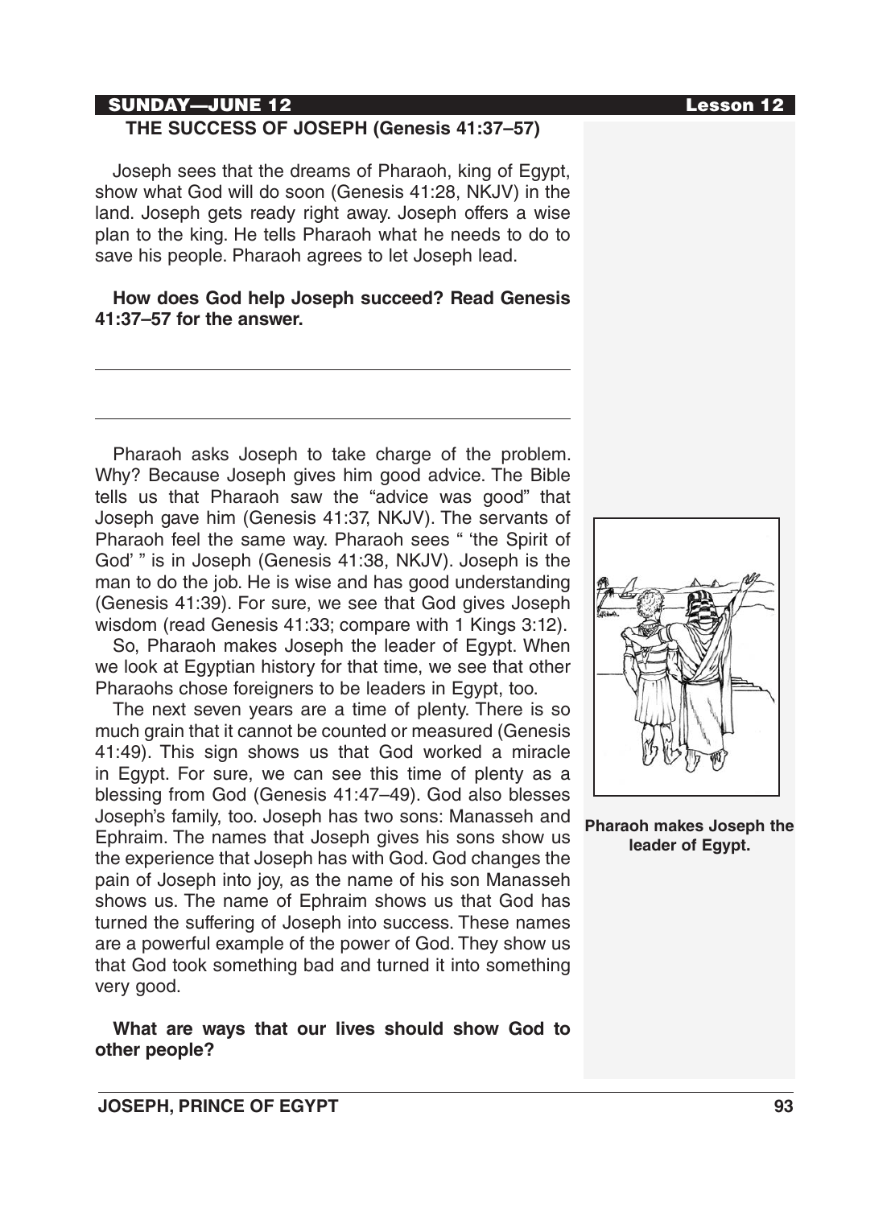## SUNDAY—JUNE 12

### THE SUCCESS OF JOSEPH (Genesis 41:37–57)

Joseph sees that the dreams of Pharaoh, king of Egypt, show what God will do soon (Genesis 41:28, NKJV) in the land. Joseph gets ready right away. Joseph offers a wise plan to the king. He tells Pharaoh what he needs to do to save his people. Pharaoh agrees to let Joseph lead.

**How does God help Joseph succeed? Read Genesis 41:37–57 for the answer.**

______________________________________________

______________________________________________

Pharaoh asks Joseph to take charge of the problem. Why? Because Joseph gives him good advice. The Bible tells us that Pharaoh saw the "advice was good" that Joseph gave him (Genesis 41:37, NKJV). The servants of Pharaoh feel the same way. Pharaoh sees " 'the Spirit of God' " is in Joseph (Genesis 41:38, NKJV). Joseph is the man to do the job. He is wise and has good understanding (Genesis 41:39). For sure, we see that God gives Joseph wisdom (read Genesis 41:33; compare with 1 Kings 3:12).

So, Pharaoh makes Joseph the leader of Egypt. When we look at Egyptian history for that time, we see that other Pharaohs chose foreigners to be leaders in Egypt, too.

The next seven years are a time of plenty. There is so much grain that it cannot be counted or measured (Genesis 41:49). This sign shows us that God worked a miracle in Egypt. For sure, we can see this time of plenty as a blessing from God (Genesis 41:47–49). God also blesses Joseph's family, too. Joseph has two sons: Manasseh and Ephraim. The names that Joseph gives his sons show us the experience that Joseph has with God. God changes the pain of Joseph into joy, as the name of his son Manasseh shows us. The name of Ephraim shows us that God has turned the suffering of Joseph into success. These names are a powerful example of the power of God. They show us that God took something bad and turned it into something very good.

**Pharaoh makes Joseph the leader of Egypt.**

**What are ways that our lives should show God to other people?**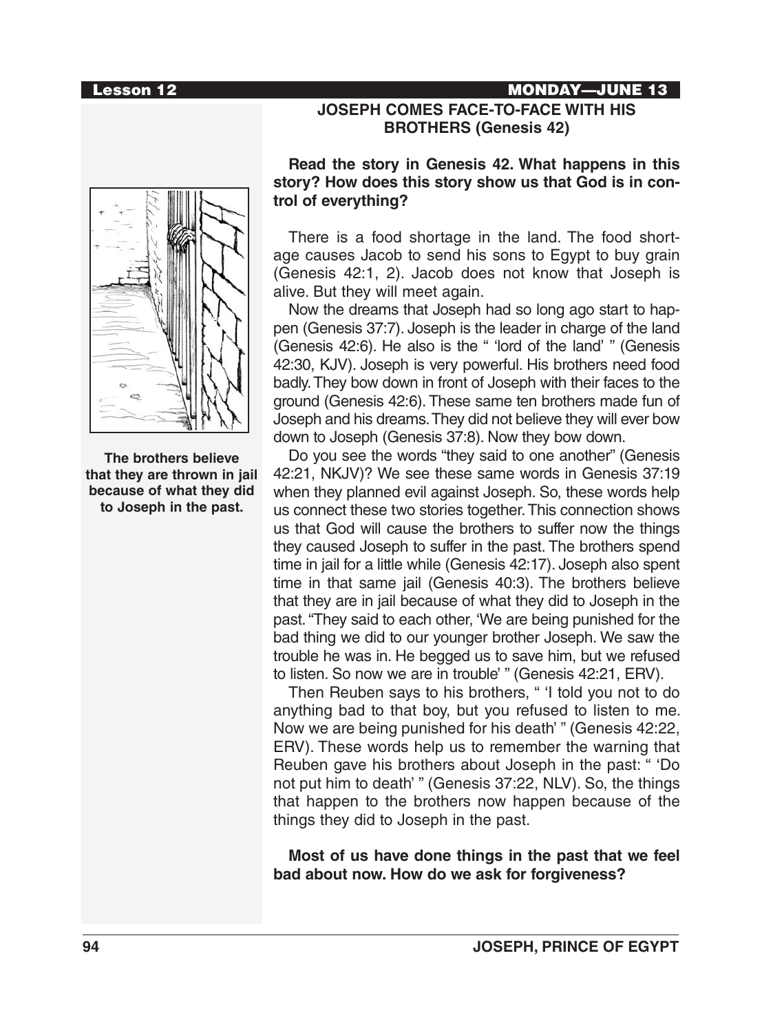**Lesson 12** **MONDAY—JUNE 13**

## JOSEPH COMES FACE-TO-FACE WITH HIS BROTHERS (Genesis 42)

**Read the story in Genesis 42. What happens in this story? How does this story show us that God is in control of everything?**

There is a food shortage in the land. The food shortage causes Jacob to send his sons to Egypt to buy grain (Genesis 42:1, 2). Jacob does not know that Joseph is alive. But they will meet again.

Now the dreams that Joseph had so long ago start to happen (Genesis 37:7). Joseph is the leader in charge of the land (Genesis 42:6). He also is the " 'lord of the land' " (Genesis 42:30, KJV). Joseph is very powerful. His brothers need food badly. They bow down in front of Joseph with their faces to the ground (Genesis 42:6). These same ten brothers made fun of Joseph and his dreams. They did not believe they will ever bow down to Joseph (Genesis 37:8). Now they bow down.

Do you see the words "they said to one another" (Genesis 42:21, NKJV)? We see these same words in Genesis 37:19 when they planned evil against Joseph. So, these words help us connect these two stories together. This connection shows us that God will cause the brothers to suffer now the things they caused Joseph to suffer in the past. The brothers spend time in jail for a little while (Genesis 42:17). Joseph also spent time in that same jail (Genesis 40:3). The brothers believe that they are in jail because of what they did to Joseph in the past. "They said to each other, 'We are being punished for the bad thing we did to our younger brother Joseph. We saw the trouble he was in. He begged us to save him, but we refused to listen. So now we are in trouble' " (Genesis 42:21, ERV).

Then Reuben says to his brothers, " 'I told you not to do anything bad to that boy, but you refused to listen to me. Now we are being punished for his death' " (Genesis 42:22, ERV). These words help us to remember the warning that Reuben gave his brothers about Joseph in the past: " 'Do not put him to death' " (Genesis 37:22, NLV). So, the things that happen to the brothers now happen because of the things they did to Joseph in the past.

**Most of us have done things in the past that we feel bad about now. How do we ask for forgiveness?**

**The brothers believe that they are thrown in jail because of what they did to Joseph in the past.**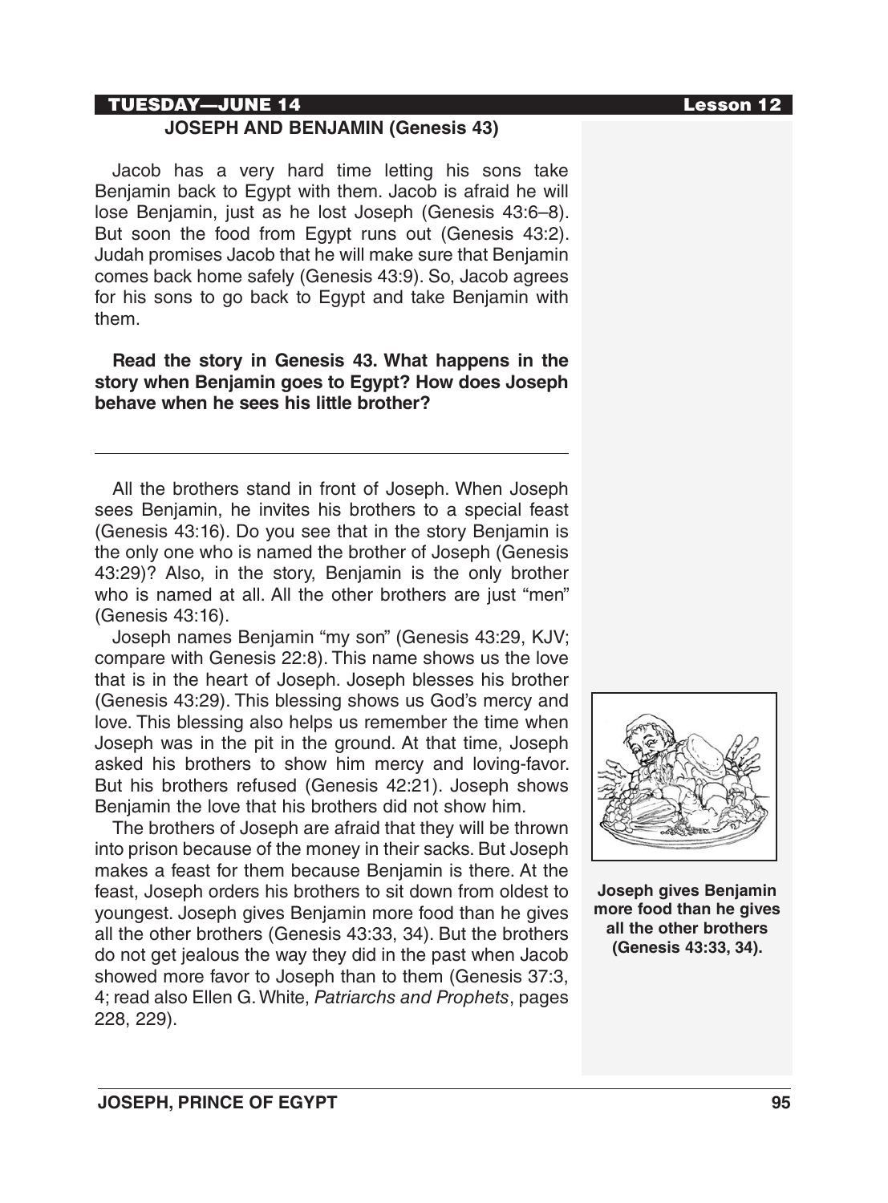## TUESDAY—JUNE 14

### JOSEPH AND BENJAMIN (Genesis 43)

Jacob has a very hard time letting his sons take Benjamin back to Egypt with them. Jacob is afraid he will lose Benjamin, just as he lost Joseph (Genesis 43:6–8). But soon the food from Egypt runs out (Genesis 43:2). Judah promises Jacob that he will make sure that Benjamin comes back home safely (Genesis 43:9). So, Jacob agrees for his sons to go back to Egypt and take Benjamin with them.

**Read the story in Genesis 43. What happens in the story when Benjamin goes to Egypt? How does Joseph behave when he sees his little brother?**

---

All the brothers stand in front of Joseph. When Joseph sees Benjamin, he invites his brothers to a special feast (Genesis 43:16). Do you see that in the story Benjamin is the only one who is named the brother of Joseph (Genesis 43:29)? Also, in the story, Benjamin is the only brother who is named at all. All the other brothers are just "men" (Genesis 43:16).

Joseph names Benjamin "my son" (Genesis 43:29, KJV; compare with Genesis 22:8). This name shows us the love that is in the heart of Joseph. Joseph blesses his brother (Genesis 43:29). This blessing shows us God's mercy and love. This blessing also helps us remember the time when Joseph was in the pit in the ground. At that time, Joseph asked his brothers to show him mercy and loving-favor. But his brothers refused (Genesis 42:21). Joseph shows Benjamin the love that his brothers did not show him.

The brothers of Joseph are afraid that they will be thrown into prison because of the money in their sacks. But Joseph makes a feast for them because Benjamin is there. At the feast, Joseph orders his brothers to sit down from oldest to youngest. Joseph gives Benjamin more food than he gives all the other brothers (Genesis 43:33, 34). But the brothers do not get jealous the way they did in the past when Jacob showed more favor to Joseph than to them (Genesis 37:3, 4; read also Ellen G. White, *Patriarchs and Prophets*, pages 228, 229).

**Joseph gives Benjamin more food than he gives all the other brothers (Genesis 43:33, 34).**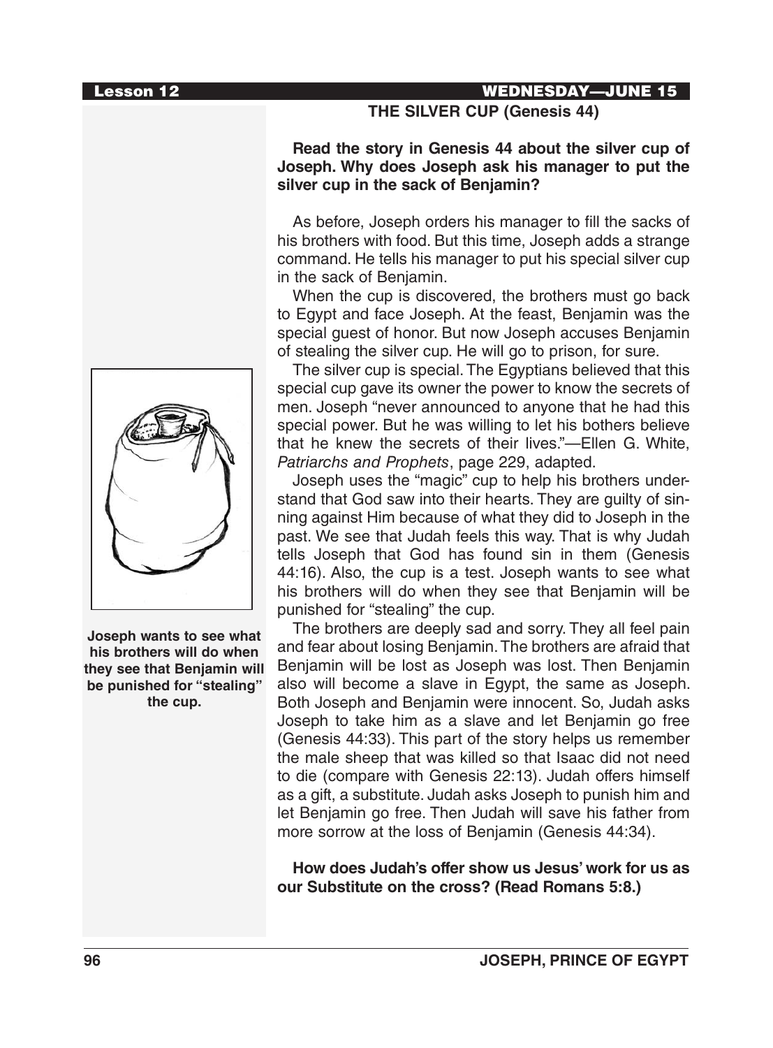Lesson 12 WEDNESDAY—JUNE 15

## THE SILVER CUP (Genesis 44)

**Read the story in Genesis 44 about the silver cup of Joseph. Why does Joseph ask his manager to put the silver cup in the sack of Benjamin?**

As before, Joseph orders his manager to fill the sacks of his brothers with food. But this time, Joseph adds a strange command. He tells his manager to put his special silver cup in the sack of Benjamin.

When the cup is discovered, the brothers must go back to Egypt and face Joseph. At the feast, Benjamin was the special guest of honor. But now Joseph accuses Benjamin of stealing the silver cup. He will go to prison, for sure.

The silver cup is special. The Egyptians believed that this special cup gave its owner the power to know the secrets of men. Joseph "never announced to anyone that he had this special power. But he was willing to let his bothers believe that he knew the secrets of their lives."—Ellen G. White, *Patriarchs and Prophets*, page 229, adapted.

Joseph uses the "magic" cup to help his brothers understand that God saw into their hearts. They are guilty of sinning against Him because of what they did to Joseph in the past. We see that Judah feels this way. That is why Judah tells Joseph that God has found sin in them (Genesis 44:16). Also, the cup is a test. Joseph wants to see what his brothers will do when they see that Benjamin will be punished for "stealing" the cup.

**Joseph wants to see what his brothers will do when they see that Benjamin will be punished for "stealing" the cup.**

The brothers are deeply sad and sorry. They all feel pain and fear about losing Benjamin. The brothers are afraid that Benjamin will be lost as Joseph was lost. Then Benjamin also will become a slave in Egypt, the same as Joseph. Both Joseph and Benjamin were innocent. So, Judah asks Joseph to take him as a slave and let Benjamin go free (Genesis 44:33). This part of the story helps us remember the male sheep that was killed so that Isaac did not need to die (compare with Genesis 22:13). Judah offers himself as a gift, a substitute. Judah asks Joseph to punish him and let Benjamin go free. Then Judah will save his father from more sorrow at the loss of Benjamin (Genesis 44:34).

**How does Judah's offer show us Jesus' work for us as our Substitute on the cross? (Read Romans 5:8.)**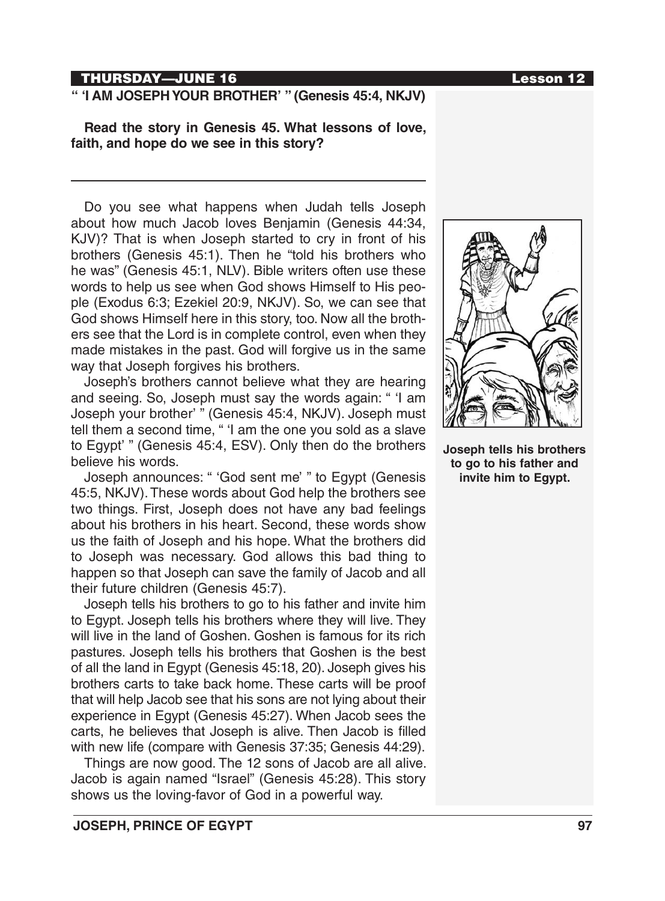**THURSDAY—JUNE 16**

## “ ‘I AM JOSEPH YOUR BROTHER’ ” (Genesis 45:4, NKJV)

**Read the story in Genesis 45. What lessons of love, faith, and hope do we see in this story?**

---

Do you see what happens when Judah tells Joseph about how much Jacob loves Benjamin (Genesis 44:34, KJV)? That is when Joseph started to cry in front of his brothers (Genesis 45:1). Then he “told his brothers who he was” (Genesis 45:1, NLV). Bible writers often use these words to help us see when God shows Himself to His people (Exodus 6:3; Ezekiel 20:9, NKJV). So, we can see that God shows Himself here in this story, too. Now all the brothers see that the Lord is in complete control, even when they made mistakes in the past. God will forgive us in the same way that Joseph forgives his brothers.

Joseph’s brothers cannot believe what they are hearing and seeing. So, Joseph must say the words again: “ ‘I am Joseph your brother’ ” (Genesis 45:4, NKJV). Joseph must tell them a second time, “ ‘I am the one you sold as a slave to Egypt’ ” (Genesis 45:4, ESV). Only then do the brothers believe his words.

Joseph announces: “ ‘God sent me’ ” to Egypt (Genesis 45:5, NKJV). These words about God help the brothers see two things. First, Joseph does not have any bad feelings about his brothers in his heart. Second, these words show us the faith of Joseph and his hope. What the brothers did to Joseph was necessary. God allows this bad thing to happen so that Joseph can save the family of Jacob and all their future children (Genesis 45:7).

Joseph tells his brothers to go to his father and invite him to Egypt. Joseph tells his brothers where they will live. They will live in the land of Goshen. Goshen is famous for its rich pastures. Joseph tells his brothers that Goshen is the best of all the land in Egypt (Genesis 45:18, 20). Joseph gives his brothers carts to take back home. These carts will be proof that will help Jacob see that his sons are not lying about their experience in Egypt (Genesis 45:27). When Jacob sees the carts, he believes that Joseph is alive. Then Jacob is filled with new life (compare with Genesis 37:35; Genesis 44:29).

Things are now good. The 12 sons of Jacob are all alive. Jacob is again named “Israel” (Genesis 45:28). This story shows us the loving-favor of God in a powerful way.

**Joseph tells his brothers to go to his father and invite him to Egypt.**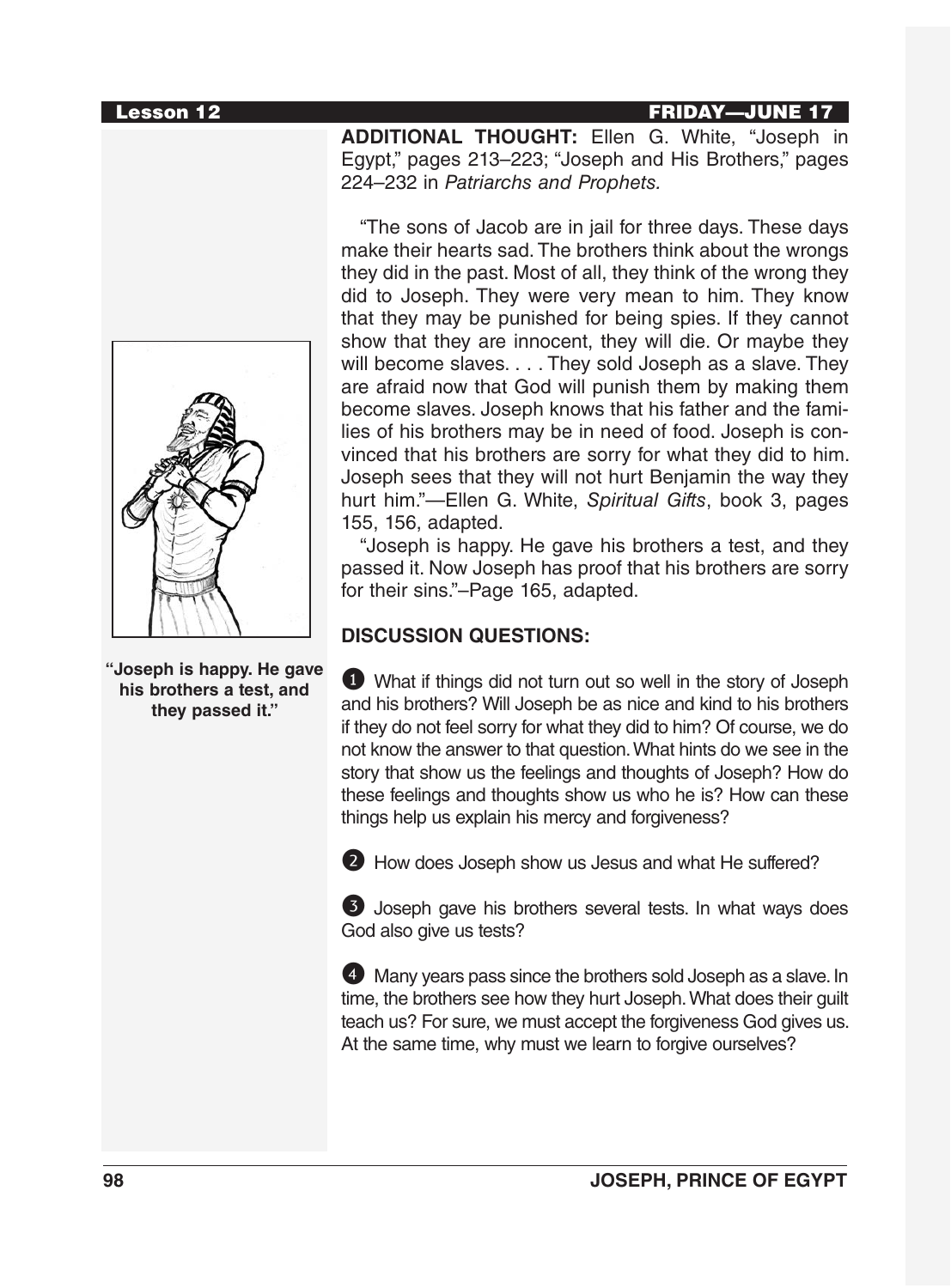**ADDITIONAL THOUGHT:** Ellen G. White, "Joseph in Egypt," pages 213–223; "Joseph and His Brothers," pages 224–232 in *Patriarchs and Prophets.*

"The sons of Jacob are in jail for three days. These days make their hearts sad. The brothers think about the wrongs they did in the past. Most of all, they think of the wrong they did to Joseph. They were very mean to him. They know that they may be punished for being spies. If they cannot show that they are innocent, they will die. Or maybe they will become slaves. . . . They sold Joseph as a slave. They are afraid now that God will punish them by making them become slaves. Joseph knows that his father and the families of his brothers may be in need of food. Joseph is convinced that his brothers are sorry for what they did to him. Joseph sees that they will not hurt Benjamin the way they hurt him."—Ellen G. White, *Spiritual Gifts*, book 3, pages 155, 156, adapted.

"Joseph is happy. He gave his brothers a test, and they passed it. Now Joseph has proof that his brothers are sorry for their sins."–Page 165, adapted.

**"Joseph is happy. He gave his brothers a test, and they passed it."**

**DISCUSSION QUESTIONS:**

1. What if things did not turn out so well in the story of Joseph and his brothers? Will Joseph be as nice and kind to his brothers if they do not feel sorry for what they did to him? Of course, we do not know the answer to that question. What hints do we see in the story that show us the feelings and thoughts of Joseph? How do these feelings and thoughts show us who he is? How can these things help us explain his mercy and forgiveness?

2. How does Joseph show us Jesus and what He suffered?

3. Joseph gave his brothers several tests. In what ways does God also give us tests?

4. Many years pass since the brothers sold Joseph as a slave. In time, the brothers see how they hurt Joseph. What does their guilt teach us? For sure, we must accept the forgiveness God gives us. At the same time, why must we learn to forgive ourselves?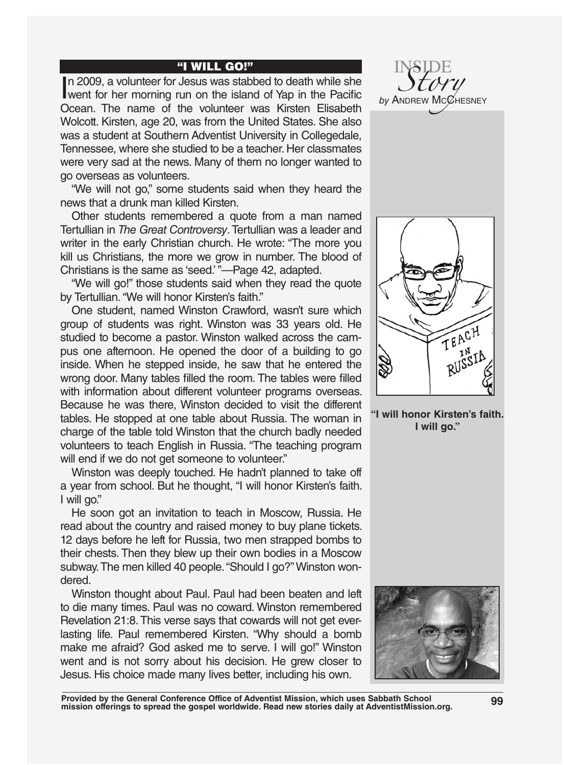# "I WILL GO!"

INSIDE *Story*
*by* ANDREW MCCHESNEY

In 2009, a volunteer for Jesus was stabbed to death while she went for her morning run on the island of Yap in the Pacific Ocean. The name of the volunteer was Kirsten Elisabeth Wolcott. Kirsten, age 20, was from the United States. She also was a student at Southern Adventist University in Collegedale, Tennessee, where she studied to be a teacher. Her classmates were very sad at the news. Many of them no longer wanted to go overseas as volunteers.

"We will not go," some students said when they heard the news that a drunk man killed Kirsten.

Other students remembered a quote from a man named Tertullian in *The Great Controversy*. Tertullian was a leader and writer in the early Christian church. He wrote: "The more you kill us Christians, the more we grow in number. The blood of Christians is the same as 'seed.' "—Page 42, adapted.

"We will go!" those students said when they read the quote by Tertullian. "We will honor Kirsten's faith."

One student, named Winston Crawford, wasn't sure which group of students was right. Winston was 33 years old. He studied to become a pastor. Winston walked across the campus one afternoon. He opened the door of a building to go inside. When he stepped inside, he saw that he entered the wrong door. Many tables filled the room. The tables were filled with information about different volunteer programs overseas. Because he was there, Winston decided to visit the different tables. He stopped at one table about Russia. The woman in charge of the table told Winston that the church badly needed volunteers to teach English in Russia. "The teaching program will end if we do not get someone to volunteer."

Winston was deeply touched. He hadn't planned to take off a year from school. But he thought, "I will honor Kirsten's faith. I will go."

He soon got an invitation to teach in Moscow, Russia. He read about the country and raised money to buy plane tickets. 12 days before he left for Russia, two men strapped bombs to their chests. Then they blew up their own bodies in a Moscow subway. The men killed 40 people. "Should I go?" Winston wondered.

Winston thought about Paul. Paul had been beaten and left to die many times. Paul was no coward. Winston remembered Revelation 21:8. This verse says that cowards will not get everlasting life. Paul remembered Kirsten. "Why should a bomb make me afraid? God asked me to serve. I will go!" Winston went and is not sorry about his decision. He grew closer to Jesus. His choice made many lives better, including his own.

**"I will honor Kirsten's faith. I will go."**

**Provided by the General Conference Office of Adventist Mission, which uses Sabbath School mission offerings to spread the gospel worldwide. Read new stories daily at AdventistMission.org.**